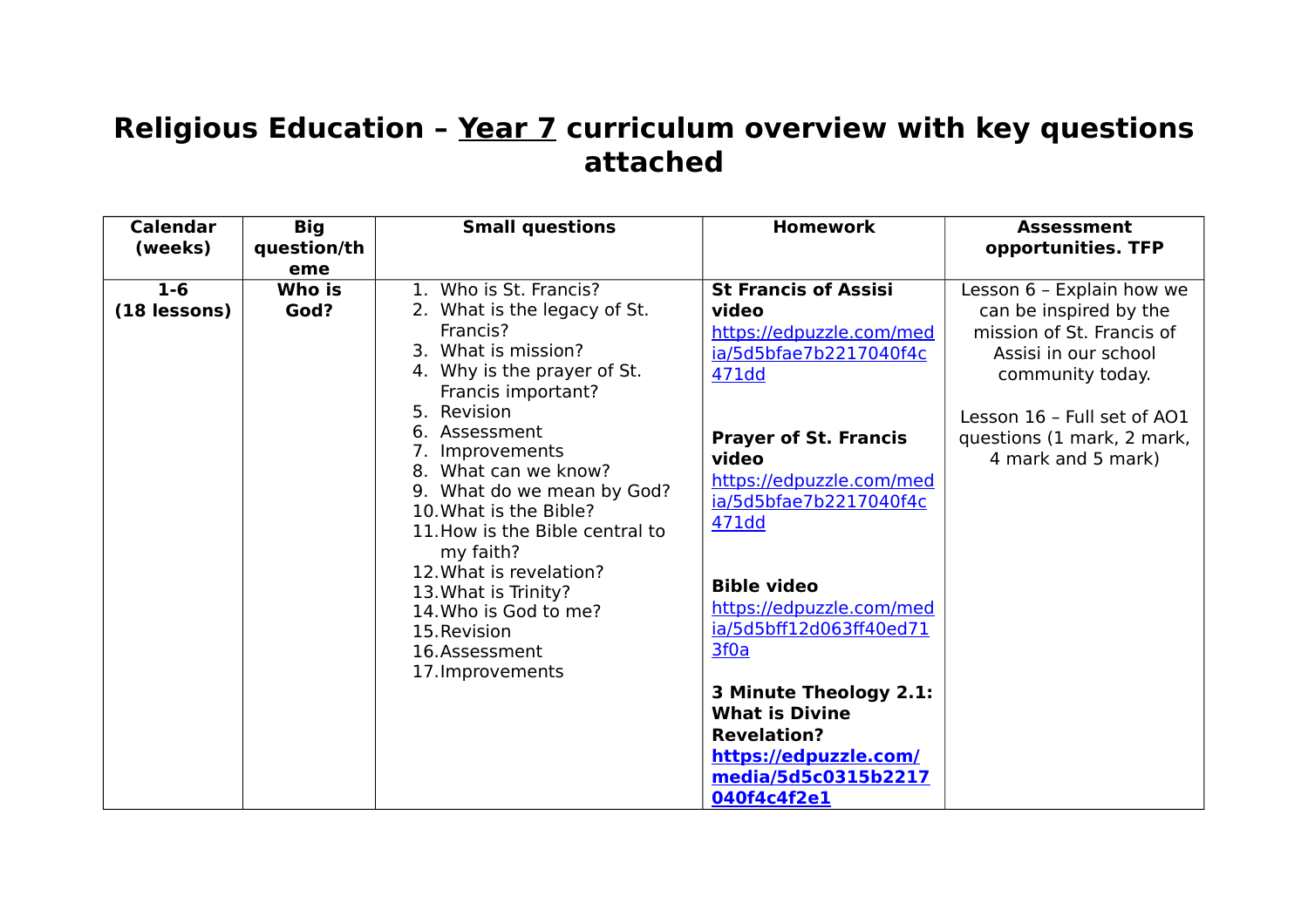# Religious Education – Year 7 curriculum overview with key questions attached

| Calendar (weeks) | Big question/theme | Small questions | Homework | Assessment opportunities. TFP |
|---|---|---|---|---|
| **1-6 (18 lessons)** | **Who is God?** | 1. Who is St. Francis?<br>2. What is the legacy of St. Francis?<br>3. What is mission?<br>4. Why is the prayer of St. Francis important?<br>5. Revision<br>6. Assessment<br>7. Improvements<br>8. What can we know?<br>9. What do we mean by God?<br>10. What is the Bible?<br>11. How is the Bible central to my faith?<br>12. What is revelation?<br>13. What is Trinity?<br>14. Who is God to me?<br>15. Revision<br>16. Assessment<br>17. Improvements | **St Francis of Assisi video**<br>https://edpuzzle.com/media/5d5bfae7b2217040f4c471dd<br><br>**Prayer of St. Francis video**<br>https://edpuzzle.com/media/5d5bfae7b2217040f4c471dd<br><br>**Bible video**<br>https://edpuzzle.com/media/5d5bff12d063ff40ed713f0a<br><br>**3 Minute Theology 2.1: What is Divine Revelation?**<br>**https://edpuzzle.com/media/5d5c0315b2217040f4c4f2e1** | Lesson 6 – Explain how we can be inspired by the mission of St. Francis of Assisi in our school community today.<br><br>Lesson 16 – Full set of AO1 questions (1 mark, 2 mark, 4 mark and 5 mark) |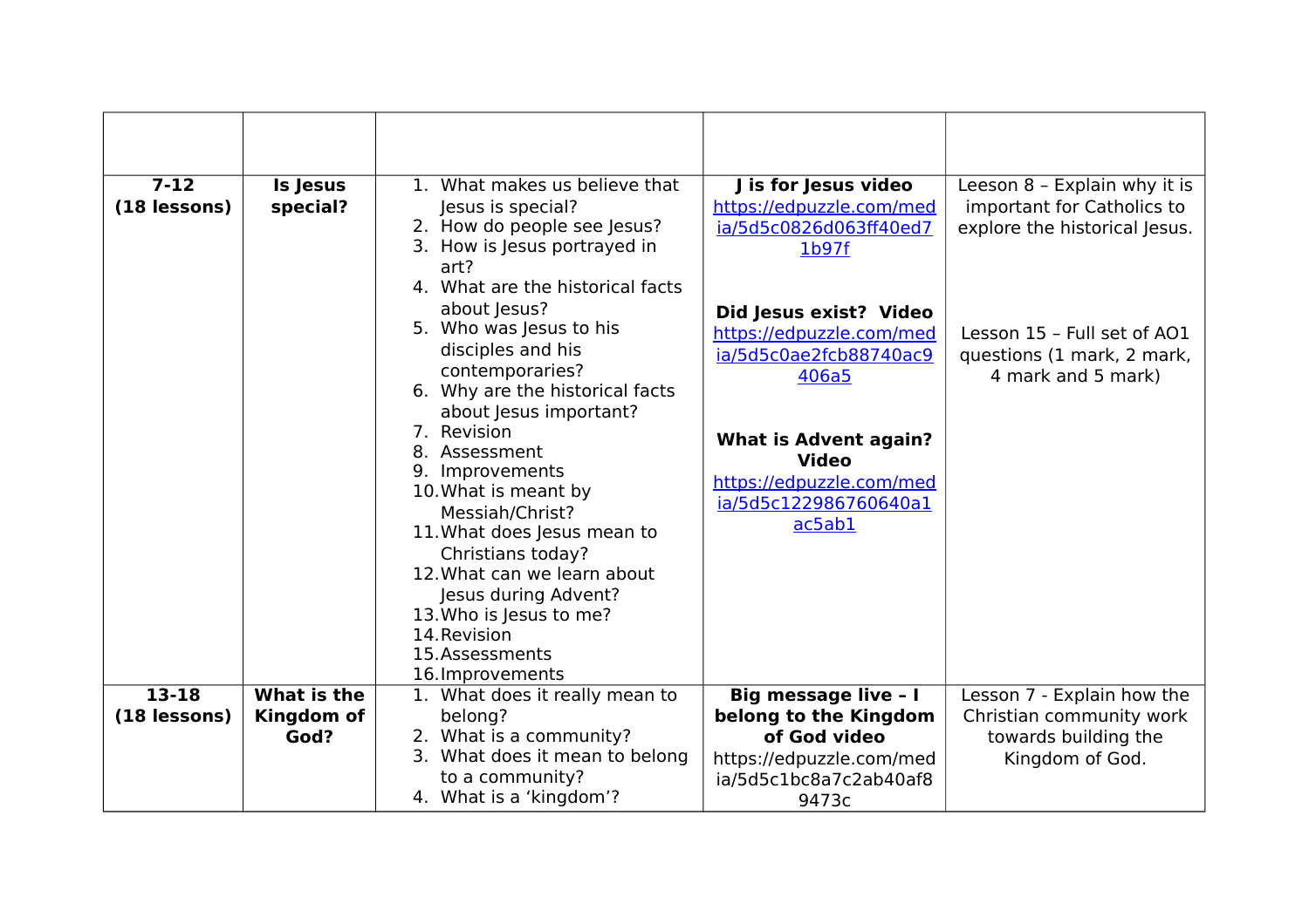| | | | | |
|---|---|---|---|---|
| **7-12 (18 lessons)** | **Is Jesus special?** | 1. What makes us believe that Jesus is special?<br>2. How do people see Jesus?<br>3. How is Jesus portrayed in art?<br>4. What are the historical facts about Jesus?<br>5. Who was Jesus to his disciples and his contemporaries?<br>6. Why are the historical facts about Jesus important?<br>7. Revision<br>8. Assessment<br>9. Improvements<br>10. What is meant by Messiah/Christ?<br>11. What does Jesus mean to Christians today?<br>12. What can we learn about Jesus during Advent?<br>13. Who is Jesus to me?<br>14. Revision<br>15. Assessments<br>16. Improvements | **J is for Jesus video**<br>https://edpuzzle.com/media/5d5c0826d063ff40ed71b97f<br><br>**Did Jesus exist? Video**<br>https://edpuzzle.com/media/5d5c0ae2fcb88740ac9406a5<br><br>**What is Advent again? Video**<br>https://edpuzzle.com/media/5d5c122986760640a1ac5ab1 | Leeson 8 – Explain why it is important for Catholics to explore the historical Jesus.<br><br>Lesson 15 – Full set of AO1 questions (1 mark, 2 mark, 4 mark and 5 mark) |
| **13-18 (18 lessons)** | **What is the Kingdom of God?** | 1. What does it really mean to belong?<br>2. What is a community?<br>3. What does it mean to belong to a community?<br>4. What is a 'kingdom'? | **Big message live – I belong to the Kingdom of God video**<br>https://edpuzzle.com/media/5d5c1bc8a7c2ab40af89473c | Lesson 7 - Explain how the Christian community work towards building the Kingdom of God. |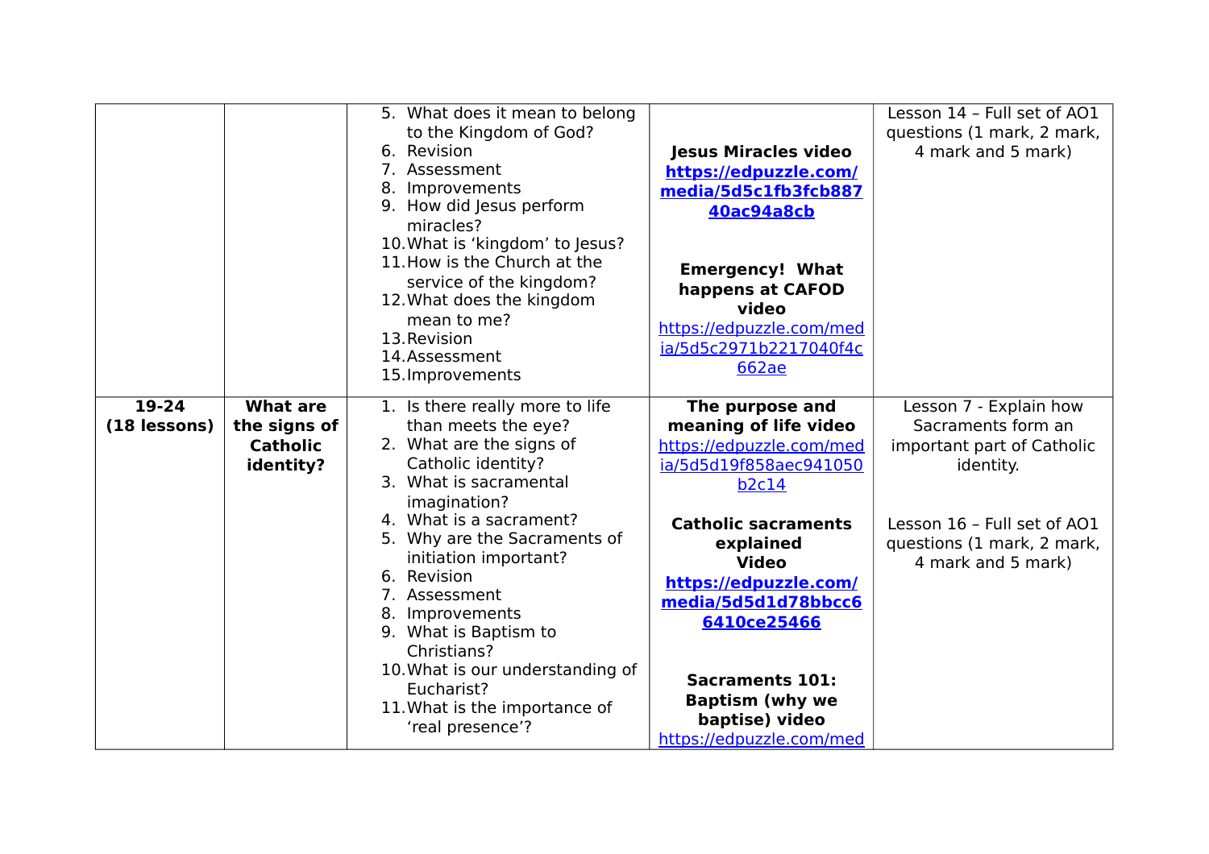| | | | | |
|---|---|---|---|---|
| | | 5. What does it mean to belong to the Kingdom of God?<br>6. Revision<br>7. Assessment<br>8. Improvements<br>9. How did Jesus perform miracles?<br>10. What is 'kingdom' to Jesus?<br>11. How is the Church at the service of the kingdom?<br>12. What does the kingdom mean to me?<br>13. Revision<br>14. Assessment<br>15. Improvements | **Jesus Miracles video**<br>**https://edpuzzle.com/media/5d5c1fb3fcb88740ac94a8cb**<br><br>**Emergency! What happens at CAFOD video**<br>https://edpuzzle.com/media/5d5c2971b2217040f4c662ae | Lesson 14 – Full set of AO1 questions (1 mark, 2 mark, 4 mark and 5 mark) |
| **19-24 (18 lessons)** | **What are the signs of Catholic identity?** | 1. Is there really more to life than meets the eye?<br>2. What are the signs of Catholic identity?<br>3. What is sacramental imagination?<br>4. What is a sacrament?<br>5. Why are the Sacraments of initiation important?<br>6. Revision<br>7. Assessment<br>8. Improvements<br>9. What is Baptism to Christians?<br>10. What is our understanding of Eucharist?<br>11. What is the importance of 'real presence'? | **The purpose and meaning of life video**<br>https://edpuzzle.com/media/5d5d19f858aec941050b2c14<br><br>**Catholic sacraments explained Video**<br>**https://edpuzzle.com/media/5d5d1d78bbcc66410ce25466**<br><br>**Sacraments 101: Baptism (why we baptise) video**<br>https://edpuzzle.com/med | Lesson 7 - Explain how Sacraments form an important part of Catholic identity.<br><br>Lesson 16 – Full set of AO1 questions (1 mark, 2 mark, 4 mark and 5 mark) |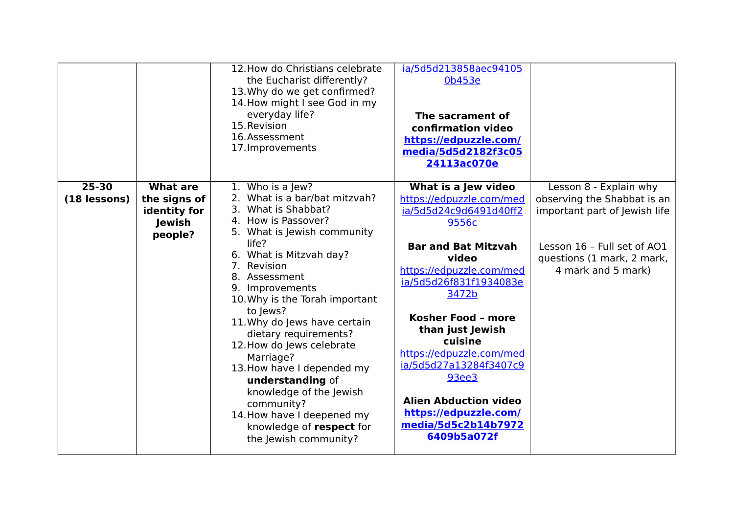| | | | | |
|---|---|---|---|---|
| | | 12. How do Christians celebrate the Eucharist differently?<br>13. Why do we get confirmed?<br>14. How might I see God in my everyday life?<br>15. Revision<br>16. Assessment<br>17. Improvements | ia/5d5d213858aec941050b453e<br><br>**The sacrament of confirmation video**<br>**https://edpuzzle.com/media/5d5d2182f3c0524113ac070e** | |
| **25-30 (18 lessons)** | **What are the signs of identity for Jewish people?** | 1. Who is a Jew?<br>2. What is a bar/bat mitzvah?<br>3. What is Shabbat?<br>4. How is Passover?<br>5. What is Jewish community life?<br>6. What is Mitzvah day?<br>7. Revision<br>8. Assessment<br>9. Improvements<br>10. Why is the Torah important to Jews?<br>11. Why do Jews have certain dietary requirements?<br>12. How do Jews celebrate Marriage?<br>13. How have I depended my **understanding** of knowledge of the Jewish community?<br>14. How have I deepened my knowledge of **respect** for the Jewish community? | **What is a Jew video**<br>https://edpuzzle.com/media/5d5d24c9d6491d40ff29556c<br><br>**Bar and Bat Mitzvah video**<br>https://edpuzzle.com/media/5d5d26f831f1934083e3472b<br><br>**Kosher Food – more than just Jewish cuisine**<br>https://edpuzzle.com/media/5d5d27a13284f3407c993ee3<br><br>**Alien Abduction video**<br>**https://edpuzzle.com/media/5d5c2b14b79726409b5a072f** | Lesson 8 - Explain why observing the Shabbat is an important part of Jewish life<br><br>Lesson 16 – Full set of AO1 questions (1 mark, 2 mark, 4 mark and 5 mark) |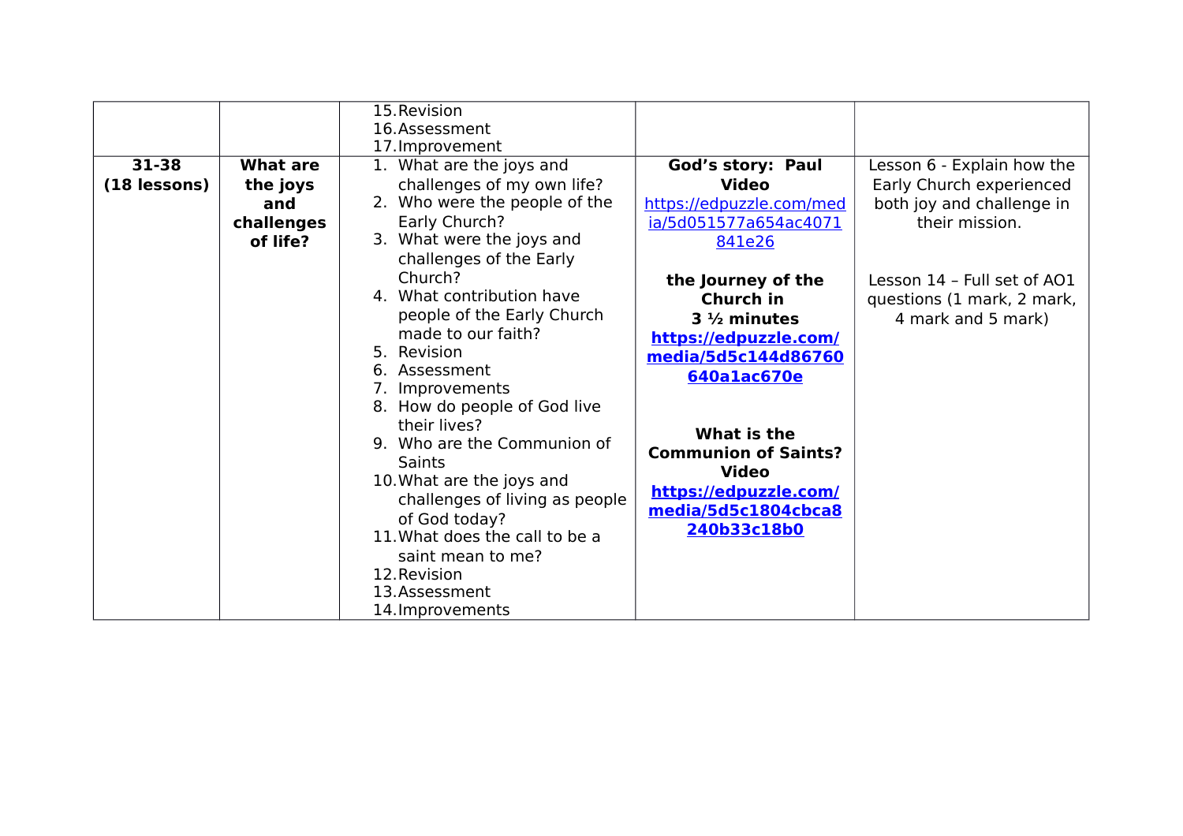| | | | | |
|---|---|---|---|---|
| | | 15. Revision<br>16. Assessment<br>17. Improvement | | |
| **31-38 (18 lessons)** | **What are the joys and challenges of life?** | 1. What are the joys and challenges of my own life?<br>2. Who were the people of the Early Church?<br>3. What were the joys and challenges of the Early Church?<br>4. What contribution have people of the Early Church made to our faith?<br>5. Revision<br>6. Assessment<br>7. Improvements<br>8. How do people of God live their lives?<br>9. Who are the Communion of Saints<br>10. What are the joys and challenges of living as people of God today?<br>11. What does the call to be a saint mean to me?<br>12. Revision<br>13. Assessment<br>14. Improvements | **God's story: Paul Video**<br>https://edpuzzle.com/media/5d051577a654ac4071841e26<br><br>**the Journey of the Church in 3 ½ minutes**<br>**https://edpuzzle.com/media/5d5c144d86760640a1ac670e**<br><br>**What is the Communion of Saints? Video**<br>**https://edpuzzle.com/media/5d5c1804cbca8240b33c18b0** | Lesson 6 - Explain how the Early Church experienced both joy and challenge in their mission.<br><br>Lesson 14 – Full set of AO1 questions (1 mark, 2 mark, 4 mark and 5 mark) |